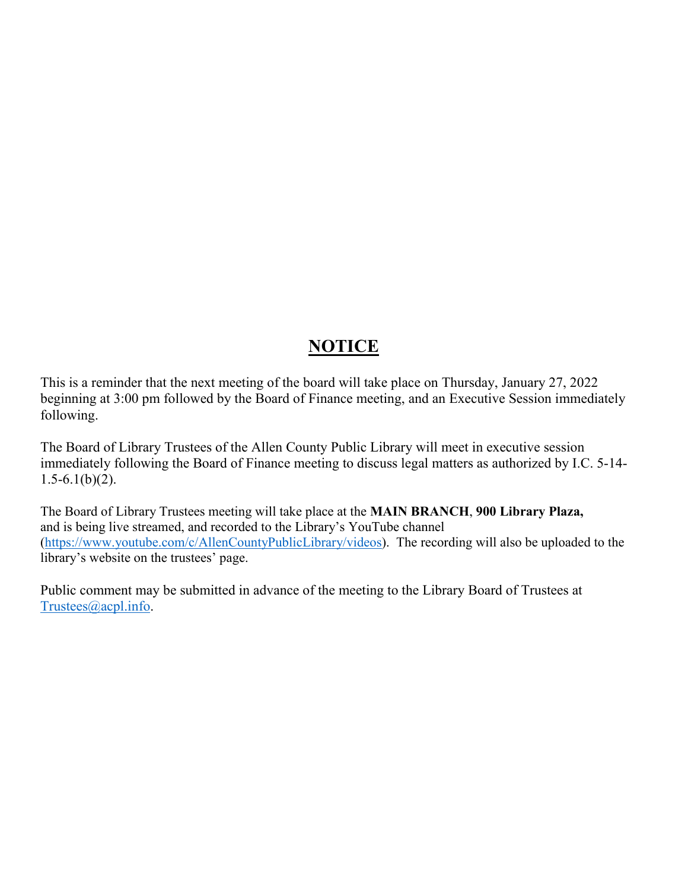# NOTICE

This is a reminder that the next meeting of the board will take place on Thursday, January 27, 2022 beginning at 3:00 pm followed by the Board of Finance meeting, and an Executive Session immediately following.

The Board of Library Trustees of the Allen County Public Library will meet in executive session immediately following the Board of Finance meeting to discuss legal matters as authorized by I.C. 5-14-1.5-6.1(b)(2).

The Board of Library Trustees meeting will take place at the **MAIN BRANCH**, **900 Library Plaza,** and is being live streamed, and recorded to the Library's YouTube channel (https://www.youtube.com/c/AllenCountyPublicLibrary/videos). The recording will also be uploaded to the library's website on the trustees' page.

Public comment may be submitted in advance of the meeting to the Library Board of Trustees at Trustees@acpl.info.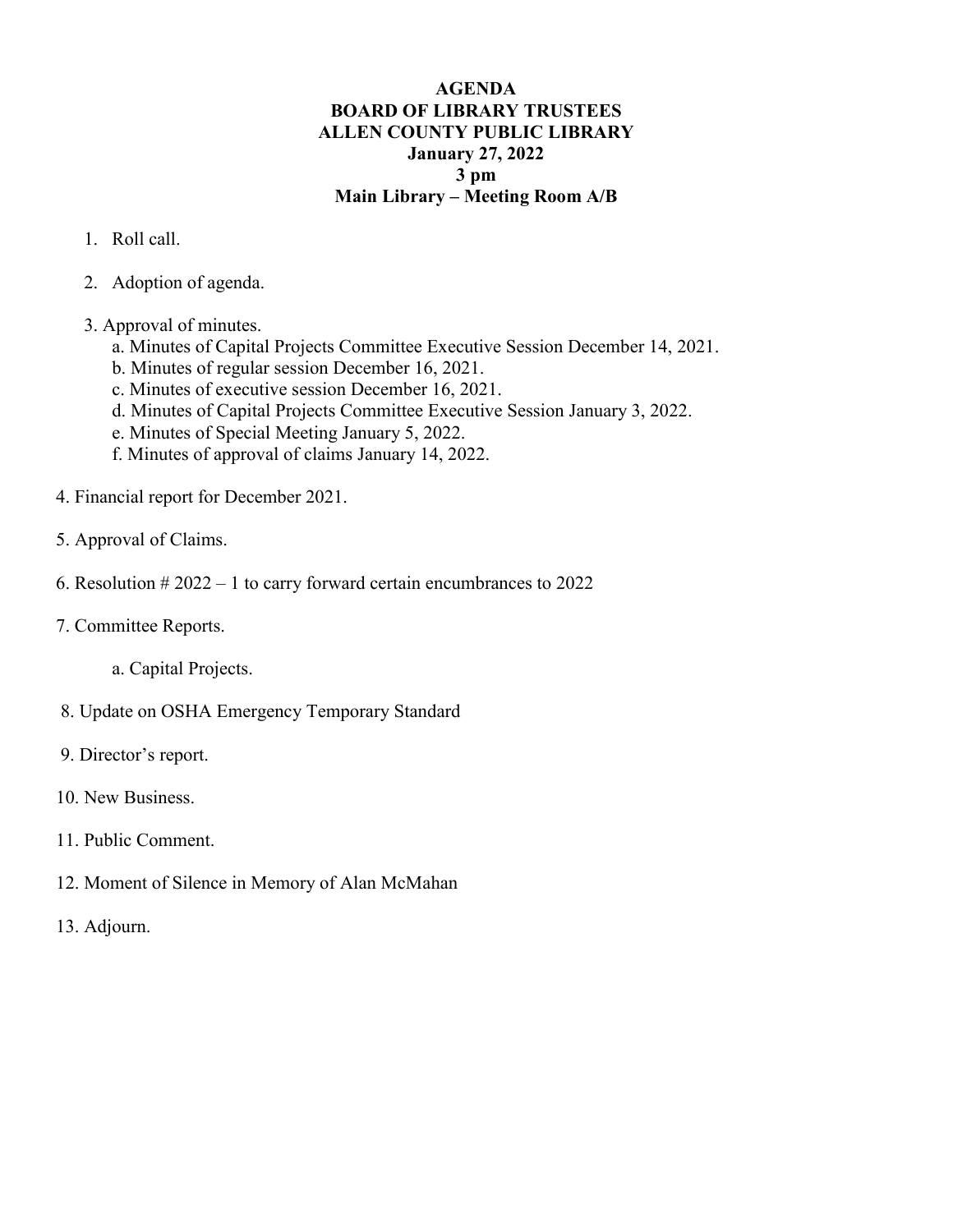# AGENDA
# BOARD OF LIBRARY TRUSTEES
# ALLEN COUNTY PUBLIC LIBRARY
**January 27, 2022**
**3 pm**
**Main Library – Meeting Room A/B**

1. Roll call.

2. Adoption of agenda.

3. Approval of minutes.
   a. Minutes of Capital Projects Committee Executive Session December 14, 2021.
   b. Minutes of regular session December 16, 2021.
   c. Minutes of executive session December 16, 2021.
   d. Minutes of Capital Projects Committee Executive Session January 3, 2022.
   e. Minutes of Special Meeting January 5, 2022.
   f. Minutes of approval of claims January 14, 2022.

4. Financial report for December 2021.

5. Approval of Claims.

6. Resolution # 2022 – 1 to carry forward certain encumbrances to 2022

7. Committee Reports.

   a. Capital Projects.

8. Update on OSHA Emergency Temporary Standard

9. Director's report.

10. New Business.

11. Public Comment.

12. Moment of Silence in Memory of Alan McMahan

13. Adjourn.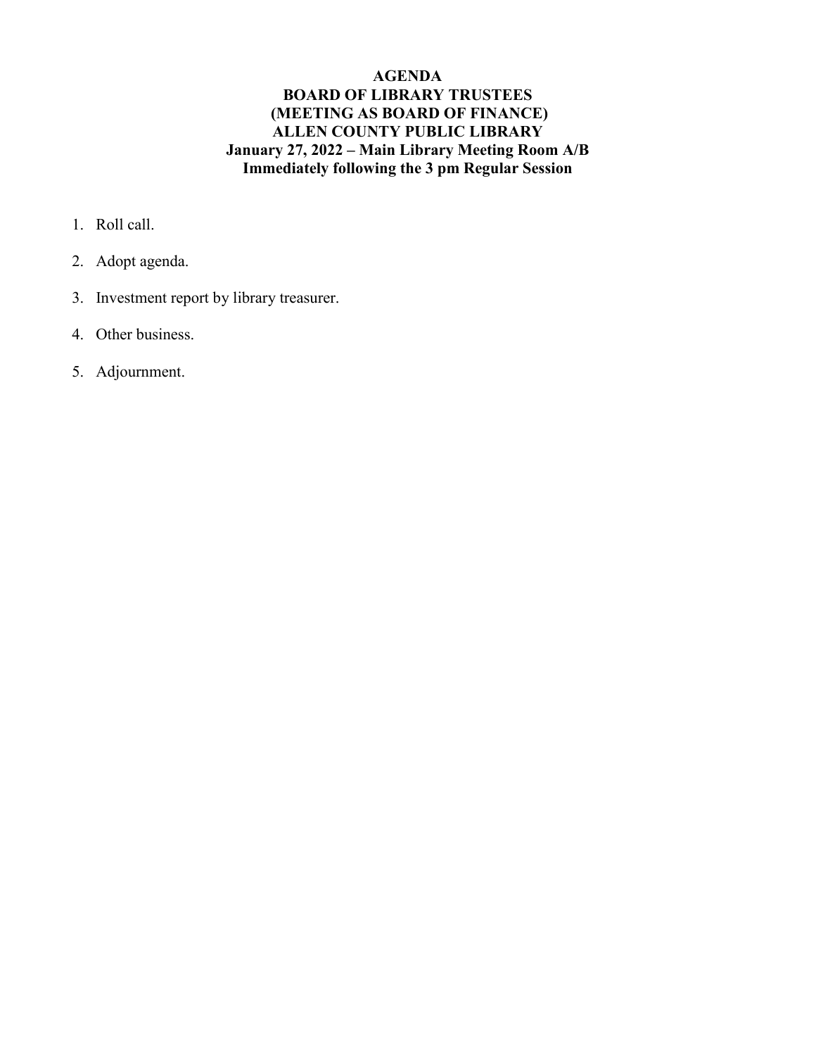**AGENDA**
**BOARD OF LIBRARY TRUSTEES**
**(MEETING AS BOARD OF FINANCE)**
**ALLEN COUNTY PUBLIC LIBRARY**
**January 27, 2022 – Main Library Meeting Room A/B**
**Immediately following the 3 pm Regular Session**

1. Roll call.
2. Adopt agenda.
3. Investment report by library treasurer.
4. Other business.
5. Adjournment.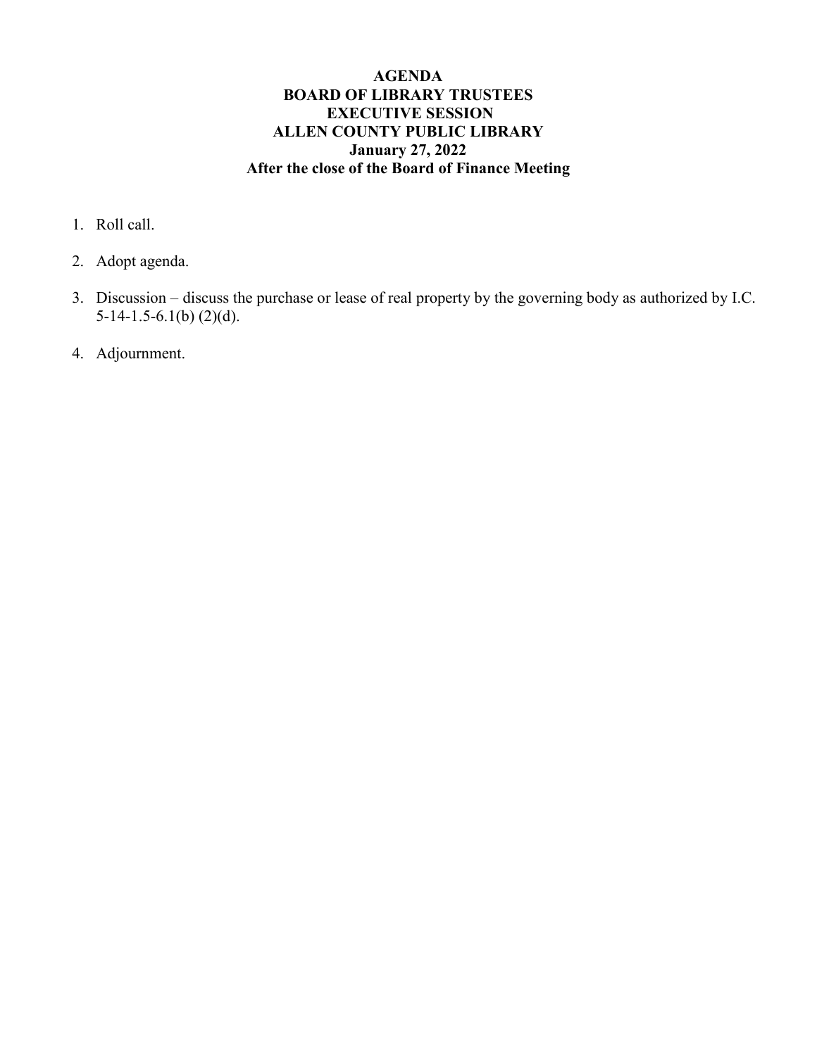**AGENDA**
**BOARD OF LIBRARY TRUSTEES**
**EXECUTIVE SESSION**
**ALLEN COUNTY PUBLIC LIBRARY**
**January 27, 2022**
**After the close of the Board of Finance Meeting**

1. Roll call.

2. Adopt agenda.

3. Discussion – discuss the purchase or lease of real property by the governing body as authorized by I.C. 5-14-1.5-6.1(b) (2)(d).

4. Adjournment.